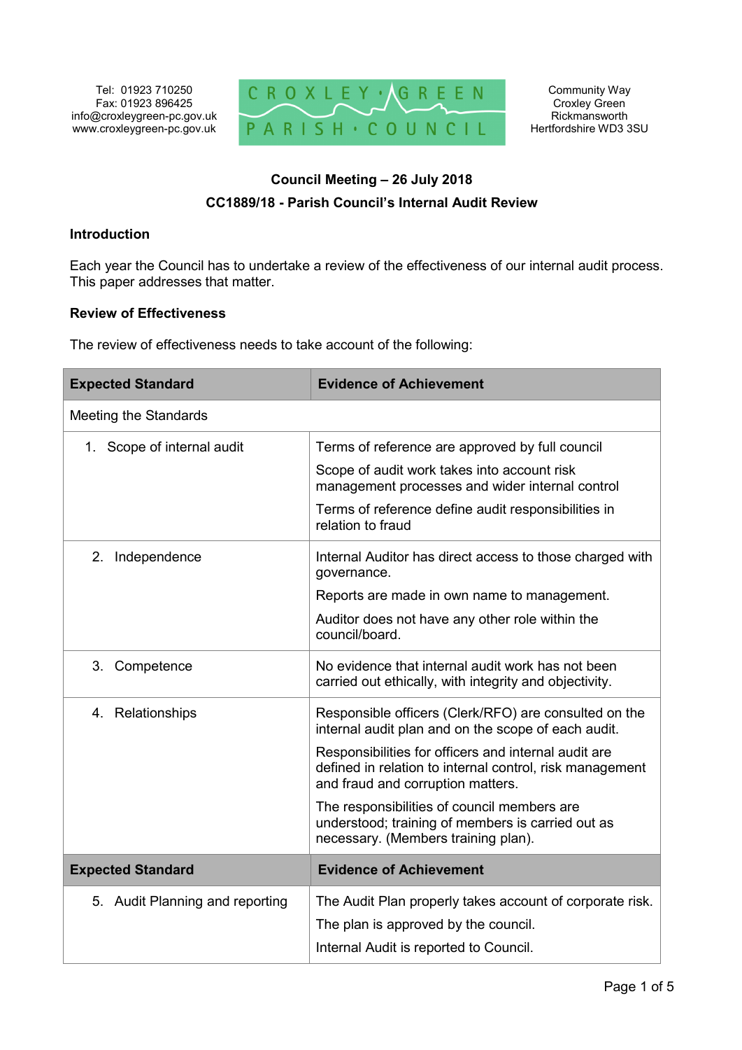Tel: 01923 710250
Fax: 01923 896425
info@croxleygreen-pc.gov.uk
www.croxleygreen-pc.gov.uk

CROXLEY GREEN PARISH COUNCIL

Community Way
Croxley Green
Rickmansworth
Hertfordshire WD3 3SU

## Council Meeting – 26 July 2018

## CC1889/18 - Parish Council's Internal Audit Review

### Introduction

Each year the Council has to undertake a review of the effectiveness of our internal audit process. This paper addresses that matter.

### Review of Effectiveness

The review of effectiveness needs to take account of the following:

| Expected Standard | Evidence of Achievement |
|---|---|
| Meeting the Standards | |
| 1. Scope of internal audit | Terms of reference are approved by full council<br>Scope of audit work takes into account risk management processes and wider internal control<br>Terms of reference define audit responsibilities in relation to fraud |
| 2. Independence | Internal Auditor has direct access to those charged with governance.<br>Reports are made in own name to management.<br>Auditor does not have any other role within the council/board. |
| 3. Competence | No evidence that internal audit work has not been carried out ethically, with integrity and objectivity. |
| 4. Relationships | Responsible officers (Clerk/RFO) are consulted on the internal audit plan and on the scope of each audit.<br>Responsibilities for officers and internal audit are defined in relation to internal control, risk management and fraud and corruption matters.<br>The responsibilities of council members are understood; training of members is carried out as necessary. (Members training plan). |
| **Expected Standard** | **Evidence of Achievement** |
| 5. Audit Planning and reporting | The Audit Plan properly takes account of corporate risk.<br>The plan is approved by the council.<br>Internal Audit is reported to Council. |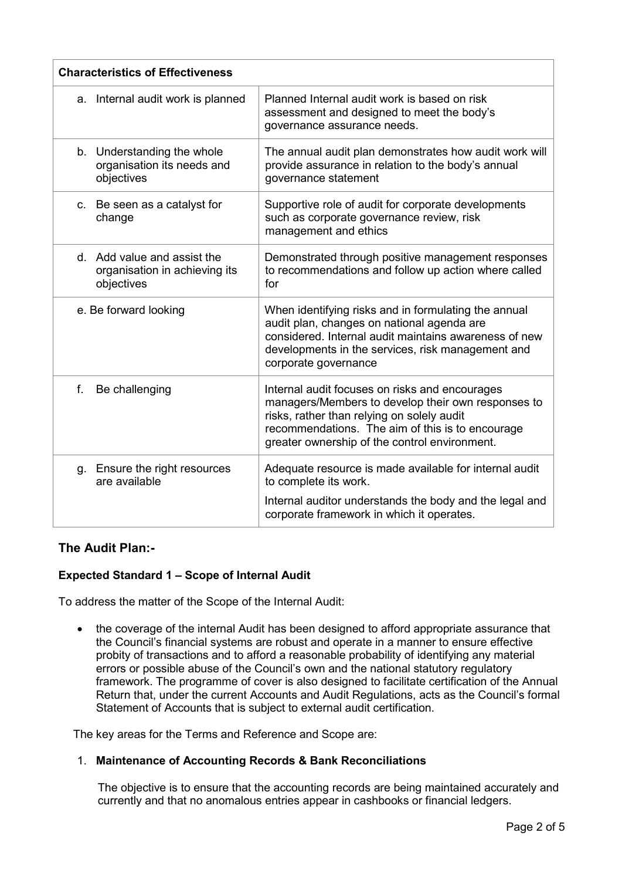| Characteristics of Effectiveness | |
|---|---|
| a. Internal audit work is planned | Planned Internal audit work is based on risk assessment and designed to meet the body's governance assurance needs. |
| b. Understanding the whole organisation its needs and objectives | The annual audit plan demonstrates how audit work will provide assurance in relation to the body's annual governance statement |
| c. Be seen as a catalyst for change | Supportive role of audit for corporate developments such as corporate governance review, risk management and ethics |
| d. Add value and assist the organisation in achieving its objectives | Demonstrated through positive management responses to recommendations and follow up action where called for |
| e. Be forward looking | When identifying risks and in formulating the annual audit plan, changes on national agenda are considered. Internal audit maintains awareness of new developments in the services, risk management and corporate governance |
| f. Be challenging | Internal audit focuses on risks and encourages managers/Members to develop their own responses to risks, rather than relying on solely audit recommendations. The aim of this is to encourage greater ownership of the control environment. |
| g. Ensure the right resources are available | Adequate resource is made available for internal audit to complete its work.<br><br>Internal auditor understands the body and the legal and corporate framework in which it operates. |

## The Audit Plan:-

### Expected Standard 1 – Scope of Internal Audit

To address the matter of the Scope of the Internal Audit:

- the coverage of the internal Audit has been designed to afford appropriate assurance that the Council's financial systems are robust and operate in a manner to ensure effective probity of transactions and to afford a reasonable probability of identifying any material errors or possible abuse of the Council's own and the national statutory regulatory framework. The programme of cover is also designed to facilitate certification of the Annual Return that, under the current Accounts and Audit Regulations, acts as the Council's formal Statement of Accounts that is subject to external audit certification.

The key areas for the Terms and Reference and Scope are:

1. **Maintenance of Accounting Records & Bank Reconciliations**

   The objective is to ensure that the accounting records are being maintained accurately and currently and that no anomalous entries appear in cashbooks or financial ledgers.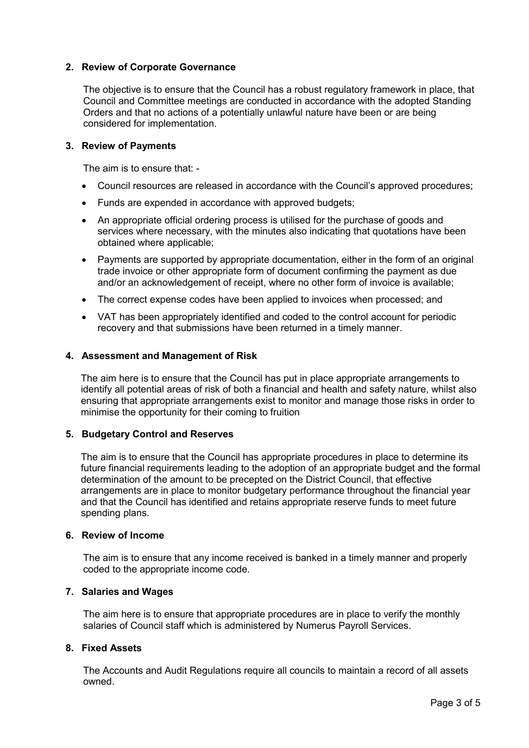## 2. Review of Corporate Governance

The objective is to ensure that the Council has a robust regulatory framework in place, that Council and Committee meetings are conducted in accordance with the adopted Standing Orders and that no actions of a potentially unlawful nature have been or are being considered for implementation.

## 3. Review of Payments

The aim is to ensure that: -

- Council resources are released in accordance with the Council's approved procedures;
- Funds are expended in accordance with approved budgets;
- An appropriate official ordering process is utilised for the purchase of goods and services where necessary, with the minutes also indicating that quotations have been obtained where applicable;
- Payments are supported by appropriate documentation, either in the form of an original trade invoice or other appropriate form of document confirming the payment as due and/or an acknowledgement of receipt, where no other form of invoice is available;
- The correct expense codes have been applied to invoices when processed; and
- VAT has been appropriately identified and coded to the control account for periodic recovery and that submissions have been returned in a timely manner.

## 4. Assessment and Management of Risk

The aim here is to ensure that the Council has put in place appropriate arrangements to identify all potential areas of risk of both a financial and health and safety nature, whilst also ensuring that appropriate arrangements exist to monitor and manage those risks in order to minimise the opportunity for their coming to fruition

## 5. Budgetary Control and Reserves

The aim is to ensure that the Council has appropriate procedures in place to determine its future financial requirements leading to the adoption of an appropriate budget and the formal determination of the amount to be precepted on the District Council, that effective arrangements are in place to monitor budgetary performance throughout the financial year and that the Council has identified and retains appropriate reserve funds to meet future spending plans.

## 6. Review of Income

The aim is to ensure that any income received is banked in a timely manner and properly coded to the appropriate income code.

## 7. Salaries and Wages

The aim here is to ensure that appropriate procedures are in place to verify the monthly salaries of Council staff which is administered by Numerus Payroll Services.

## 8. Fixed Assets

The Accounts and Audit Regulations require all councils to maintain a record of all assets owned.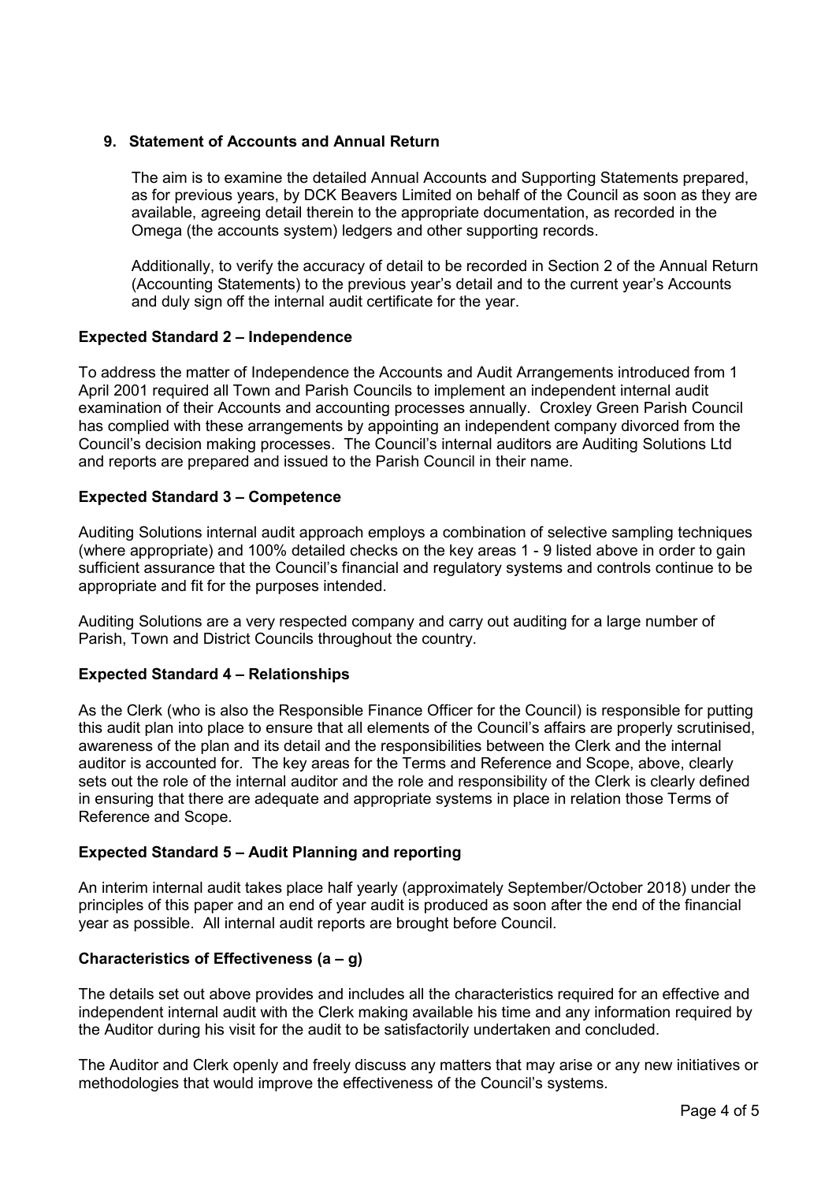**9. Statement of Accounts and Annual Return**

The aim is to examine the detailed Annual Accounts and Supporting Statements prepared, as for previous years, by DCK Beavers Limited on behalf of the Council as soon as they are available, agreeing detail therein to the appropriate documentation, as recorded in the Omega (the accounts system) ledgers and other supporting records.

Additionally, to verify the accuracy of detail to be recorded in Section 2 of the Annual Return (Accounting Statements) to the previous year's detail and to the current year's Accounts and duly sign off the internal audit certificate for the year.

**Expected Standard 2 – Independence**

To address the matter of Independence the Accounts and Audit Arrangements introduced from 1 April 2001 required all Town and Parish Councils to implement an independent internal audit examination of their Accounts and accounting processes annually. Croxley Green Parish Council has complied with these arrangements by appointing an independent company divorced from the Council's decision making processes. The Council's internal auditors are Auditing Solutions Ltd and reports are prepared and issued to the Parish Council in their name.

**Expected Standard 3 – Competence**

Auditing Solutions internal audit approach employs a combination of selective sampling techniques (where appropriate) and 100% detailed checks on the key areas 1 - 9 listed above in order to gain sufficient assurance that the Council's financial and regulatory systems and controls continue to be appropriate and fit for the purposes intended.

Auditing Solutions are a very respected company and carry out auditing for a large number of Parish, Town and District Councils throughout the country.

**Expected Standard 4 – Relationships**

As the Clerk (who is also the Responsible Finance Officer for the Council) is responsible for putting this audit plan into place to ensure that all elements of the Council's affairs are properly scrutinised, awareness of the plan and its detail and the responsibilities between the Clerk and the internal auditor is accounted for. The key areas for the Terms and Reference and Scope, above, clearly sets out the role of the internal auditor and the role and responsibility of the Clerk is clearly defined in ensuring that there are adequate and appropriate systems in place in relation those Terms of Reference and Scope.

**Expected Standard 5 – Audit Planning and reporting**

An interim internal audit takes place half yearly (approximately September/October 2018) under the principles of this paper and an end of year audit is produced as soon after the end of the financial year as possible. All internal audit reports are brought before Council.

**Characteristics of Effectiveness (a – g)**

The details set out above provides and includes all the characteristics required for an effective and independent internal audit with the Clerk making available his time and any information required by the Auditor during his visit for the audit to be satisfactorily undertaken and concluded.

The Auditor and Clerk openly and freely discuss any matters that may arise or any new initiatives or methodologies that would improve the effectiveness of the Council's systems.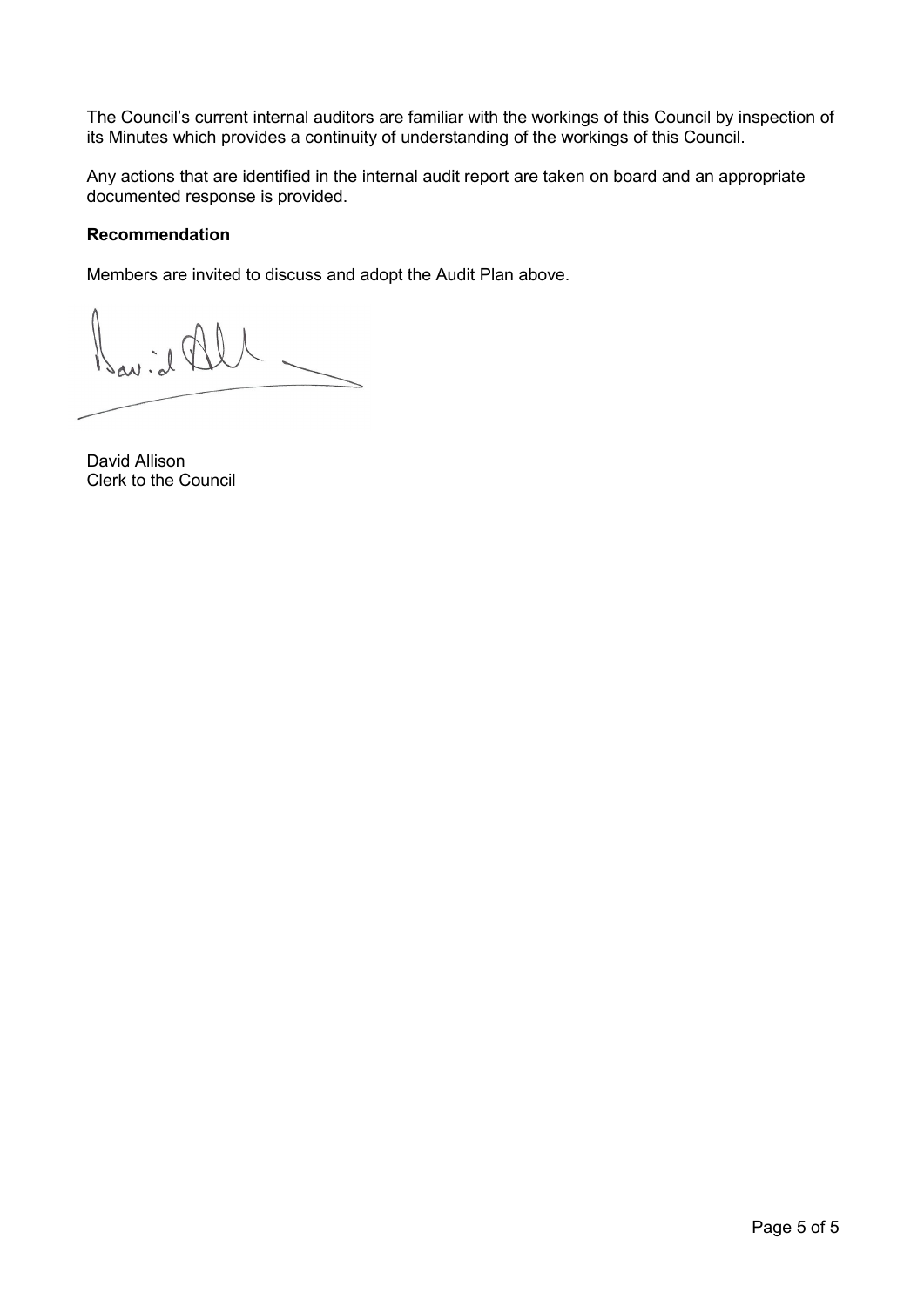The Council's current internal auditors are familiar with the workings of this Council by inspection of its Minutes which provides a continuity of understanding of the workings of this Council.

Any actions that are identified in the internal audit report are taken on board and an appropriate documented response is provided.

**Recommendation**

Members are invited to discuss and adopt the Audit Plan above.

David Allison
Clerk to the Council